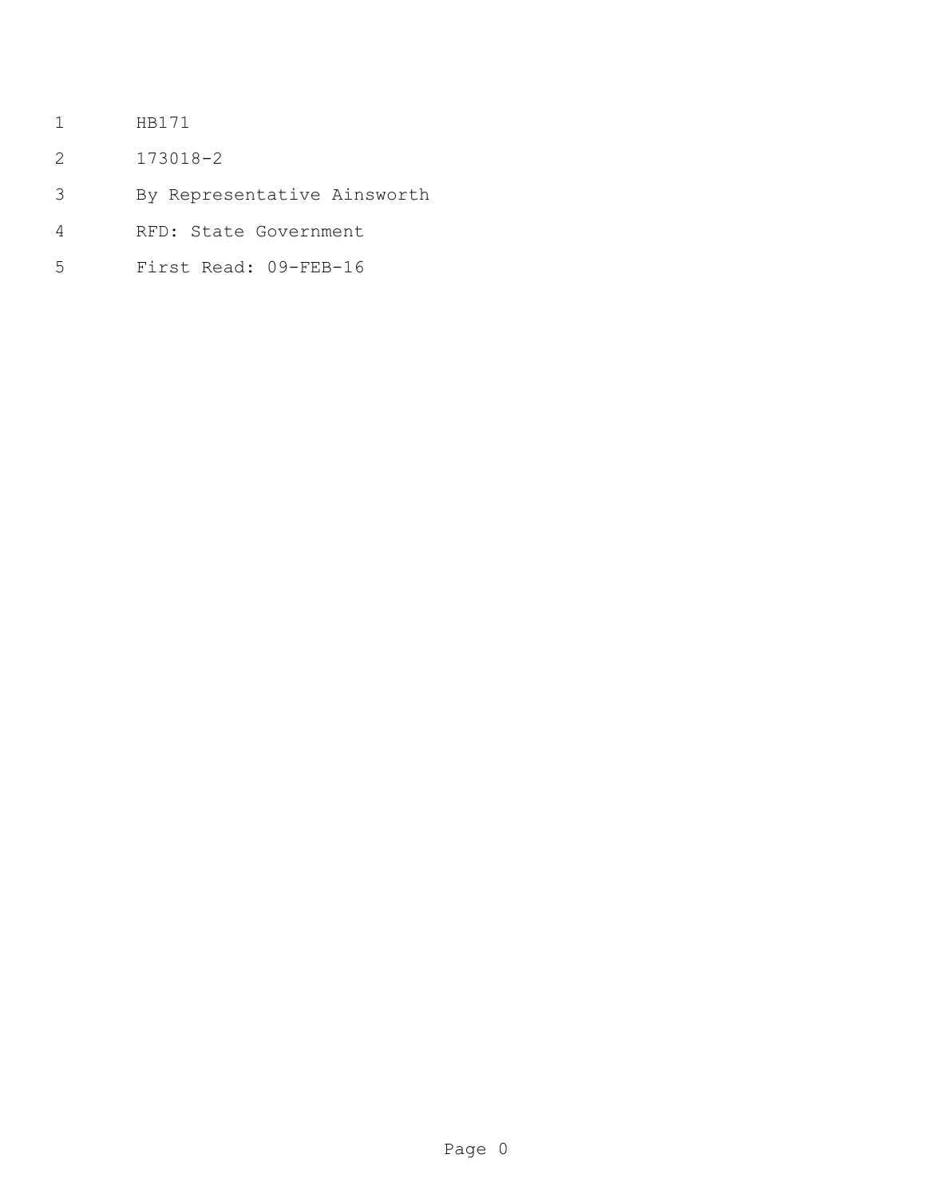HB171

173018-2

By Representative Ainsworth

RFD: State Government

First Read: 09-FEB-16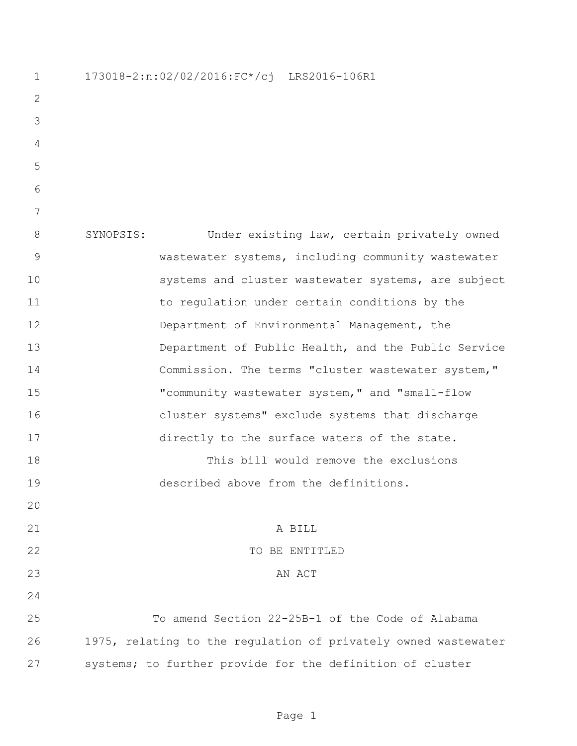173018-2:n:02/02/2016:FC*/cj LRS2016-106R1

SYNOPSIS: Under existing law, certain privately owned wastewater systems, including community wastewater systems and cluster wastewater systems, are subject to regulation under certain conditions by the Department of Environmental Management, the Department of Public Health, and the Public Service Commission. The terms "cluster wastewater system," "community wastewater system," and "small-flow cluster systems" exclude systems that discharge directly to the surface waters of the state.

This bill would remove the exclusions described above from the definitions.

A BILL

TO BE ENTITLED

AN ACT

To amend Section 22-25B-1 of the Code of Alabama 1975, relating to the regulation of privately owned wastewater systems; to further provide for the definition of cluster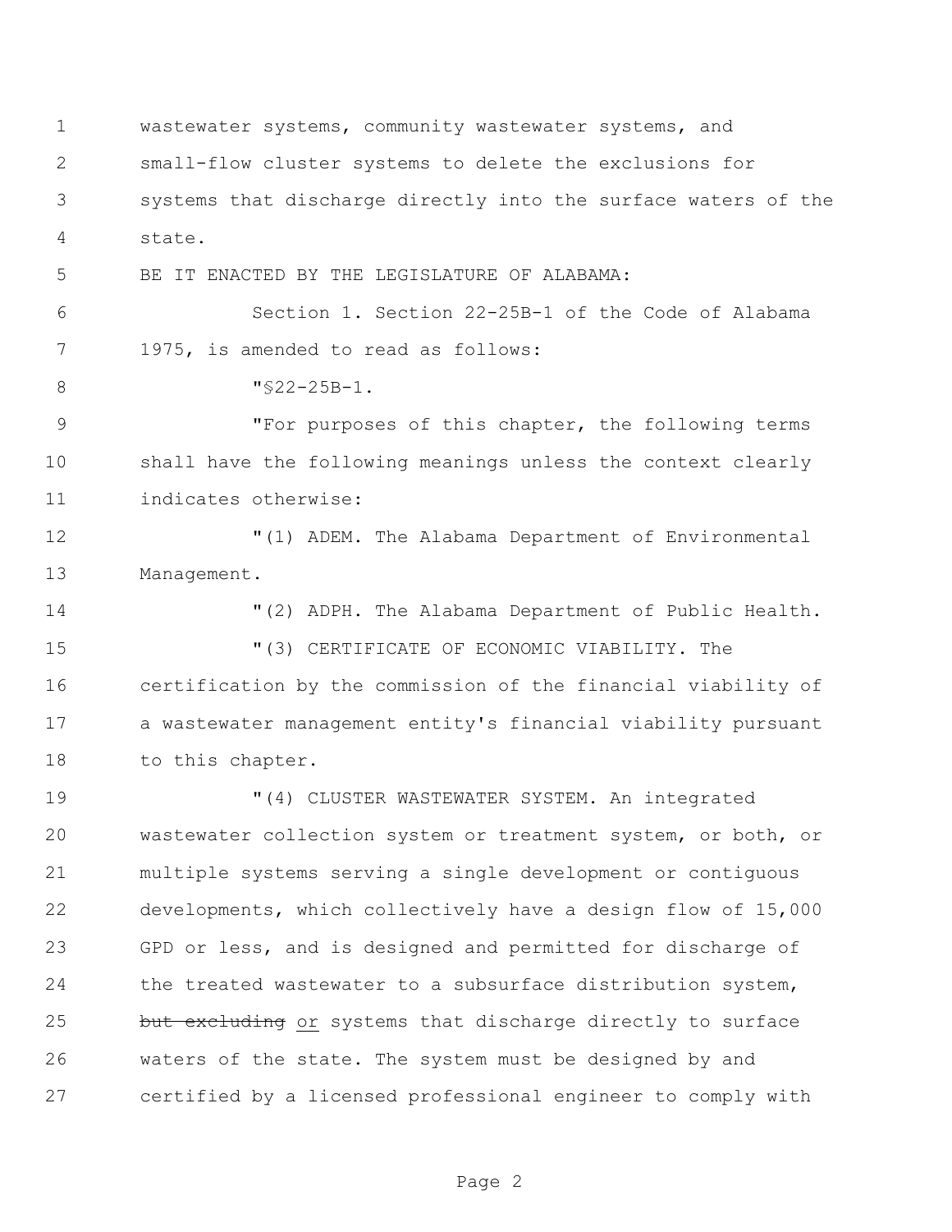wastewater systems, community wastewater systems, and small-flow cluster systems to delete the exclusions for systems that discharge directly into the surface waters of the state.

BE IT ENACTED BY THE LEGISLATURE OF ALABAMA:

Section 1. Section 22-25B-1 of the Code of Alabama 1975, is amended to read as follows:

"§22-25B-1.

"For purposes of this chapter, the following terms shall have the following meanings unless the context clearly indicates otherwise:

"(1) ADEM. The Alabama Department of Environmental Management.

"(2) ADPH. The Alabama Department of Public Health.

"(3) CERTIFICATE OF ECONOMIC VIABILITY. The certification by the commission of the financial viability of a wastewater management entity's financial viability pursuant to this chapter.

"(4) CLUSTER WASTEWATER SYSTEM. An integrated wastewater collection system or treatment system, or both, or multiple systems serving a single development or contiguous developments, which collectively have a design flow of 15,000 GPD or less, and is designed and permitted for discharge of the treated wastewater to a subsurface distribution system, ~~but excluding~~ <u>or</u> systems that discharge directly to surface waters of the state. The system must be designed by and certified by a licensed professional engineer to comply with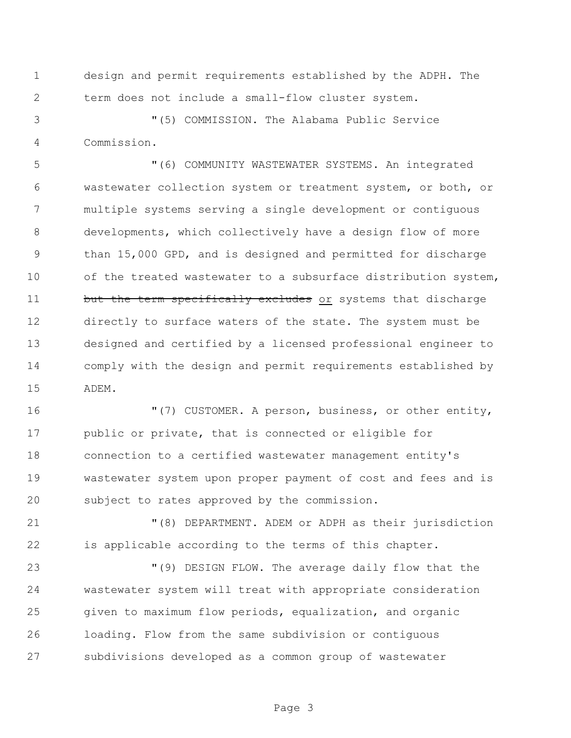design and permit requirements established by the ADPH. The term does not include a small-flow cluster system.

"(5) COMMISSION. The Alabama Public Service Commission.

"(6) COMMUNITY WASTEWATER SYSTEMS. An integrated wastewater collection system or treatment system, or both, or multiple systems serving a single development or contiguous developments, which collectively have a design flow of more than 15,000 GPD, and is designed and permitted for discharge of the treated wastewater to a subsurface distribution system, ~~but the term specifically excludes~~ <u>or</u> systems that discharge directly to surface waters of the state. The system must be designed and certified by a licensed professional engineer to comply with the design and permit requirements established by ADEM.

"(7) CUSTOMER. A person, business, or other entity, public or private, that is connected or eligible for connection to a certified wastewater management entity's wastewater system upon proper payment of cost and fees and is subject to rates approved by the commission.

"(8) DEPARTMENT. ADEM or ADPH as their jurisdiction is applicable according to the terms of this chapter.

"(9) DESIGN FLOW. The average daily flow that the wastewater system will treat with appropriate consideration given to maximum flow periods, equalization, and organic loading. Flow from the same subdivision or contiguous subdivisions developed as a common group of wastewater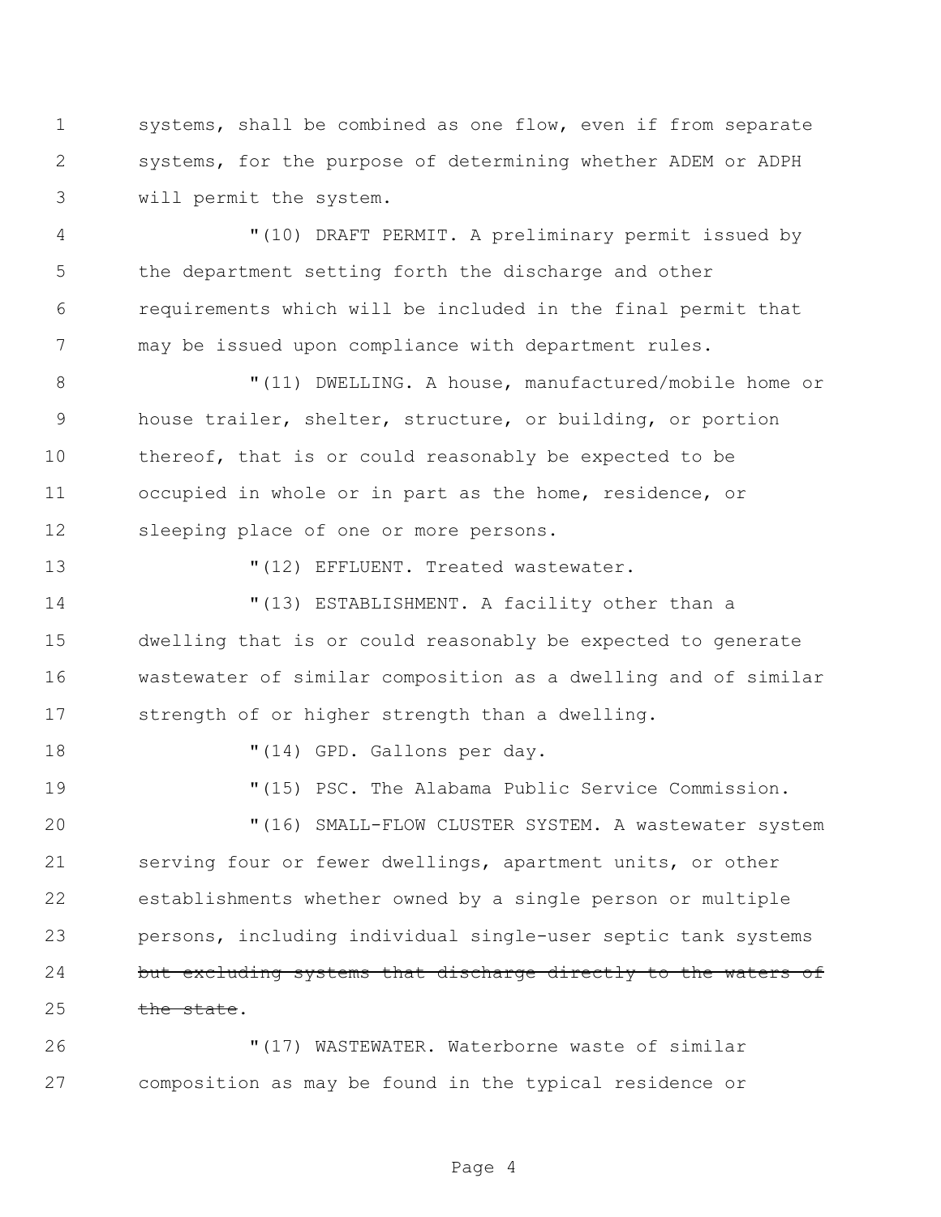systems, shall be combined as one flow, even if from separate systems, for the purpose of determining whether ADEM or ADPH will permit the system.

"(10) DRAFT PERMIT. A preliminary permit issued by the department setting forth the discharge and other requirements which will be included in the final permit that may be issued upon compliance with department rules.

"(11) DWELLING. A house, manufactured/mobile home or house trailer, shelter, structure, or building, or portion thereof, that is or could reasonably be expected to be occupied in whole or in part as the home, residence, or sleeping place of one or more persons.

"(12) EFFLUENT. Treated wastewater.

"(13) ESTABLISHMENT. A facility other than a dwelling that is or could reasonably be expected to generate wastewater of similar composition as a dwelling and of similar strength of or higher strength than a dwelling.

"(14) GPD. Gallons per day.

"(15) PSC. The Alabama Public Service Commission.

"(16) SMALL-FLOW CLUSTER SYSTEM. A wastewater system serving four or fewer dwellings, apartment units, or other establishments whether owned by a single person or multiple persons, including individual single-user septic tank systems ~~but excluding systems that discharge directly to the waters of the state~~.

"(17) WASTEWATER. Waterborne waste of similar composition as may be found in the typical residence or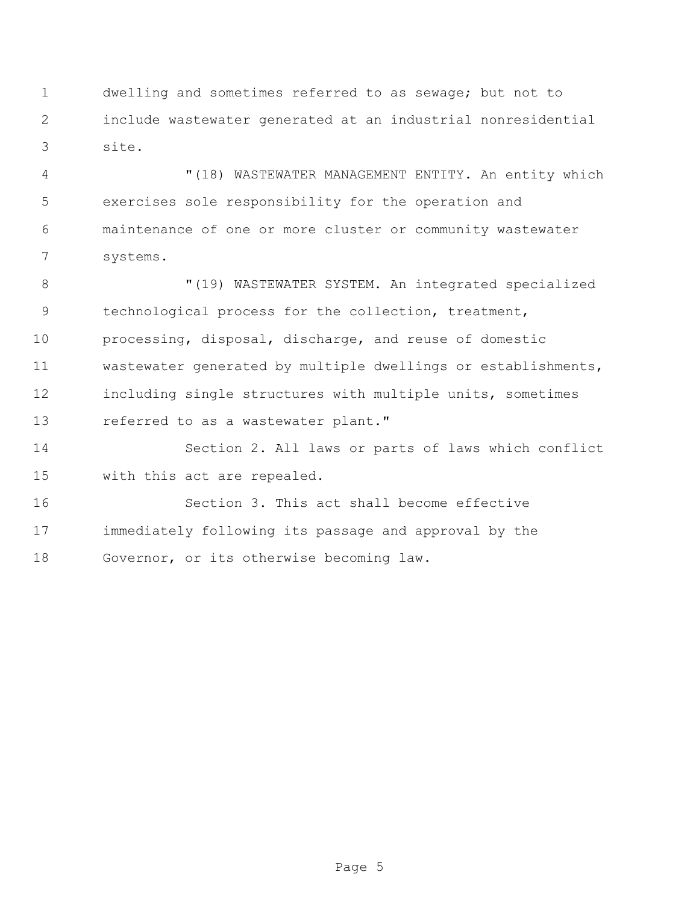dwelling and sometimes referred to as sewage; but not to include wastewater generated at an industrial nonresidential site.

"(18) WASTEWATER MANAGEMENT ENTITY. An entity which exercises sole responsibility for the operation and maintenance of one or more cluster or community wastewater systems.

"(19) WASTEWATER SYSTEM. An integrated specialized technological process for the collection, treatment, processing, disposal, discharge, and reuse of domestic wastewater generated by multiple dwellings or establishments, including single structures with multiple units, sometimes referred to as a wastewater plant."

Section 2. All laws or parts of laws which conflict with this act are repealed.

Section 3. This act shall become effective immediately following its passage and approval by the Governor, or its otherwise becoming law.